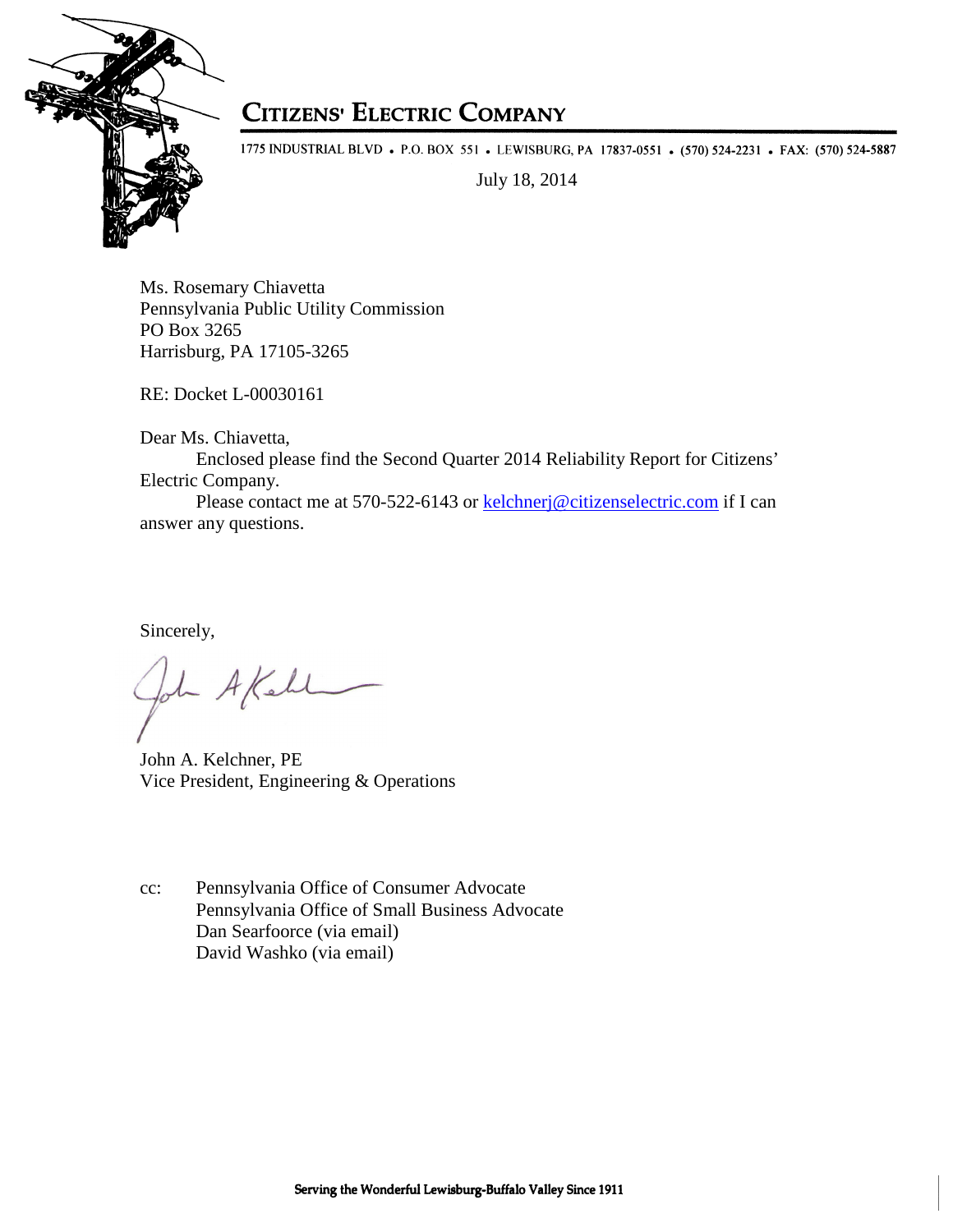# CITIZENS' ELECTRIC COMPANY

1775 INDUSTRIAL BLVD • P.O. BOX 551 • LEWISBURG, PA 17837-0551 • (570) 524-2231 • FAX: (570) 524-5887

July 18, 2014

Ms. Rosemary Chiavetta
Pennsylvania Public Utility Commission
PO Box 3265
Harrisburg, PA 17105-3265

RE: Docket L-00030161

Dear Ms. Chiavetta,

Enclosed please find the Second Quarter 2014 Reliability Report for Citizens' Electric Company.

Please contact me at 570-522-6143 or kelchnerj@citizenselectric.com if I can answer any questions.

Sincerely,

John A. Kelchner, PE
Vice President, Engineering & Operations

cc: Pennsylvania Office of Consumer Advocate
Pennsylvania Office of Small Business Advocate
Dan Searfoorce (via email)
David Washko (via email)

Serving the Wonderful Lewisburg-Buffalo Valley Since 1911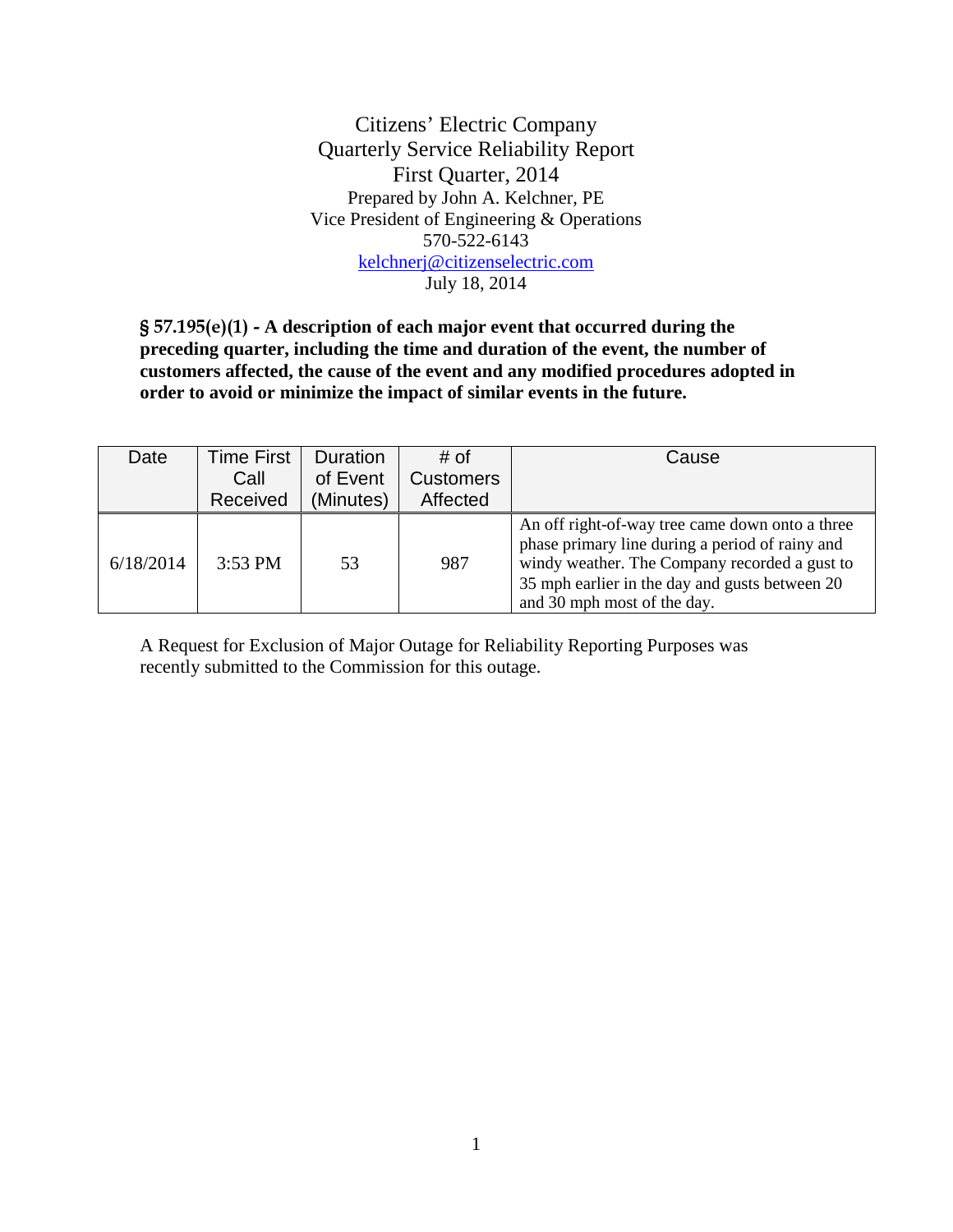# Citizens' Electric Company
## Quarterly Service Reliability Report
## First Quarter, 2014

Prepared by John A. Kelchner, PE
Vice President of Engineering & Operations
570-522-6143
kelchnerj@citizenselectric.com
July 18, 2014

**§ 57.195(e)(1) - A description of each major event that occurred during the preceding quarter, including the time and duration of the event, the number of customers affected, the cause of the event and any modified procedures adopted in order to avoid or minimize the impact of similar events in the future.**

| Date | Time First Call Received | Duration of Event (Minutes) | # of Customers Affected | Cause |
|---|---|---|---|---|
| 6/18/2014 | 3:53 PM | 53 | 987 | An off right-of-way tree came down onto a three phase primary line during a period of rainy and windy weather. The Company recorded a gust to 35 mph earlier in the day and gusts between 20 and 30 mph most of the day. |

A Request for Exclusion of Major Outage for Reliability Reporting Purposes was recently submitted to the Commission for this outage.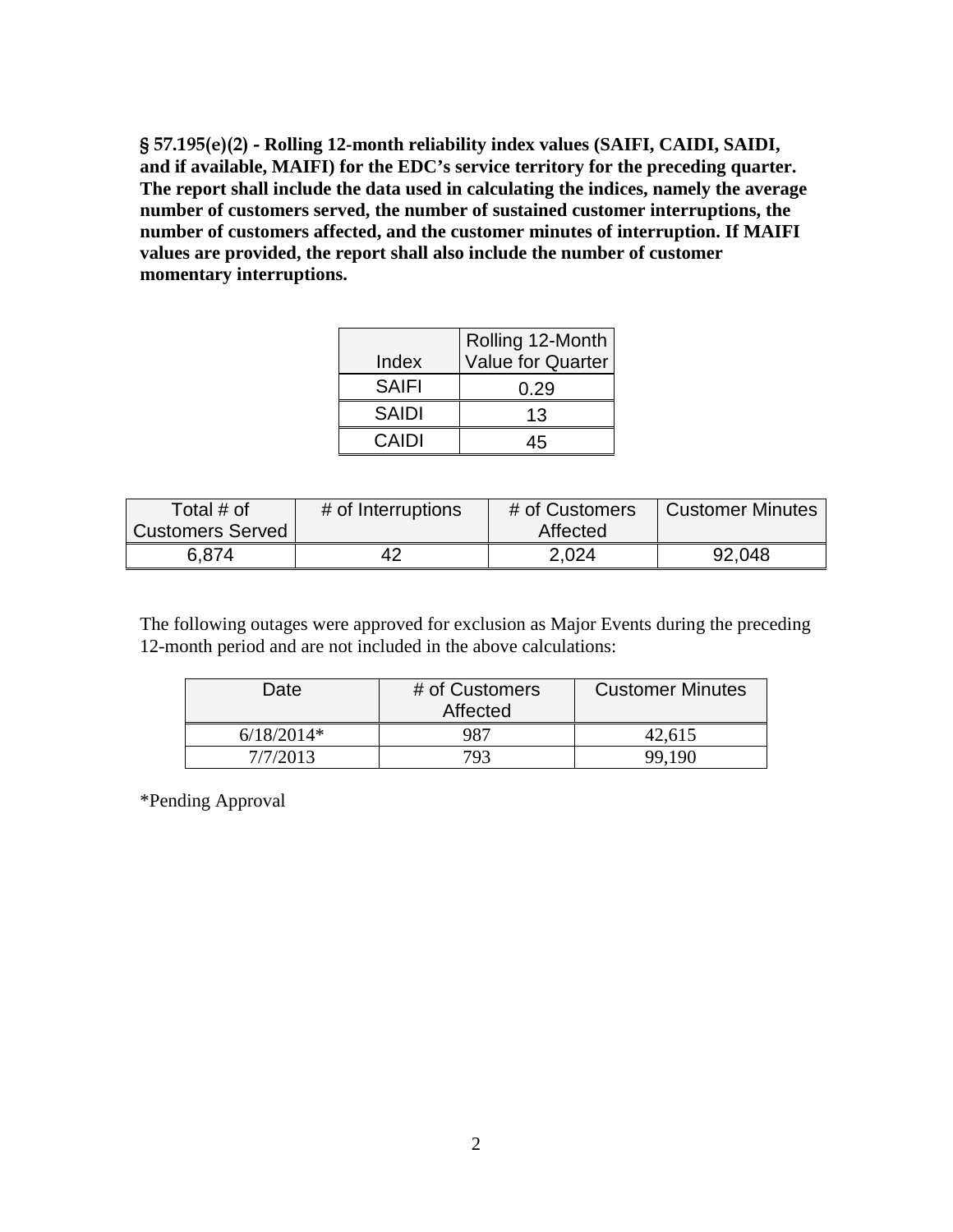**§ 57.195(e)(2) - Rolling 12-month reliability index values (SAIFI, CAIDI, SAIDI, and if available, MAIFI) for the EDC's service territory for the preceding quarter. The report shall include the data used in calculating the indices, namely the average number of customers served, the number of sustained customer interruptions, the number of customers affected, and the customer minutes of interruption. If MAIFI values are provided, the report shall also include the number of customer momentary interruptions.**

| Index | Rolling 12-Month Value for Quarter |
|---|---|
| SAIFI | 0.29 |
| SAIDI | 13 |
| CAIDI | 45 |

| Total # of Customers Served | # of Interruptions | # of Customers Affected | Customer Minutes |
|---|---|---|---|
| 6,874 | 42 | 2,024 | 92,048 |

The following outages were approved for exclusion as Major Events during the preceding 12-month period and are not included in the above calculations:

| Date | # of Customers Affected | Customer Minutes |
|---|---|---|
| 6/18/2014* | 987 | 42,615 |
| 7/7/2013 | 793 | 99,190 |

*Pending Approval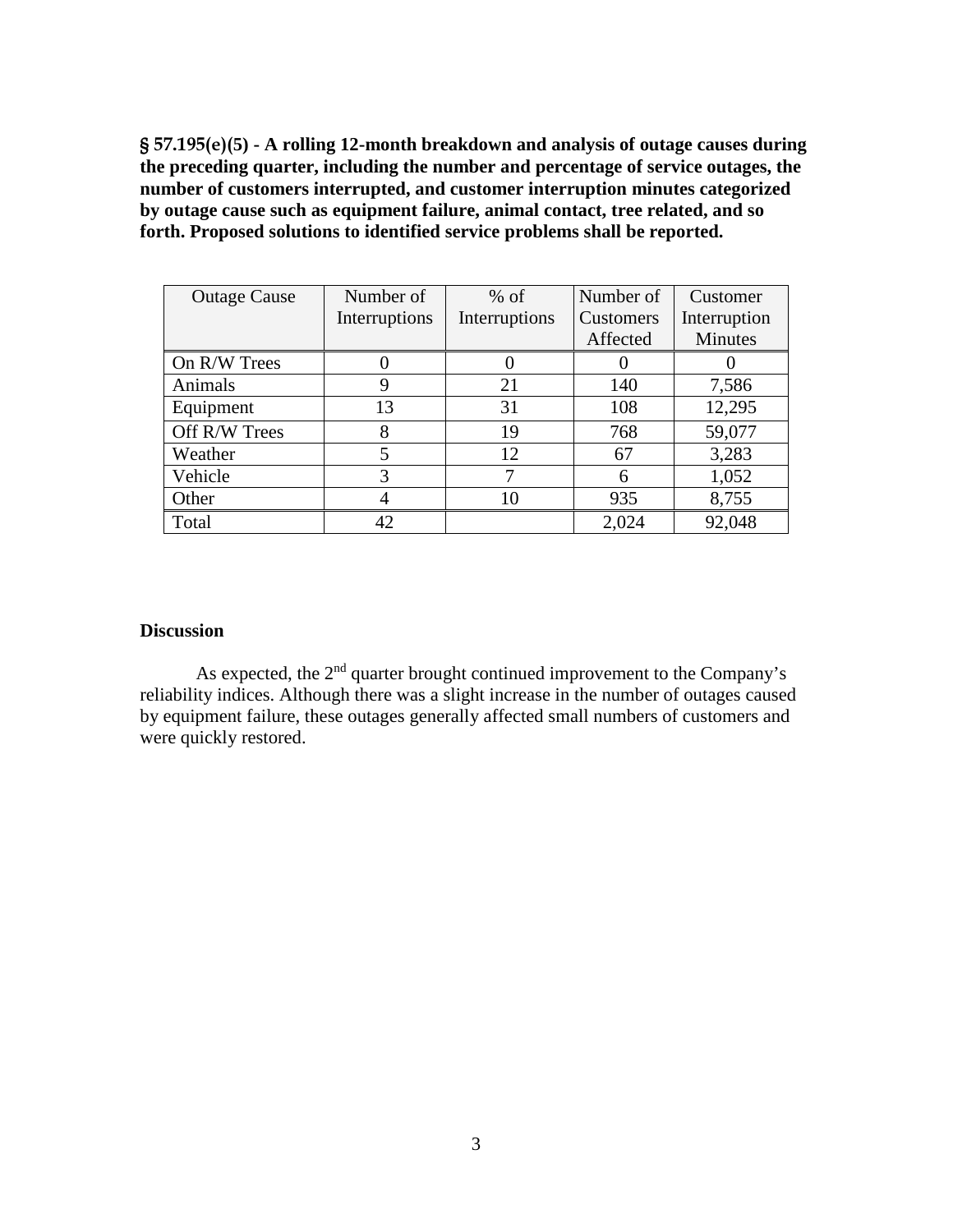**§ 57.195(e)(5) - A rolling 12-month breakdown and analysis of outage causes during the preceding quarter, including the number and percentage of service outages, the number of customers interrupted, and customer interruption minutes categorized by outage cause such as equipment failure, animal contact, tree related, and so forth. Proposed solutions to identified service problems shall be reported.**

| Outage Cause | Number of Interruptions | % of Interruptions | Number of Customers Affected | Customer Interruption Minutes |
|---|---|---|---|---|
| On R/W Trees | 0 | 0 | 0 | 0 |
| Animals | 9 | 21 | 140 | 7,586 |
| Equipment | 13 | 31 | 108 | 12,295 |
| Off R/W Trees | 8 | 19 | 768 | 59,077 |
| Weather | 5 | 12 | 67 | 3,283 |
| Vehicle | 3 | 7 | 6 | 1,052 |
| Other | 4 | 10 | 935 | 8,755 |
| Total | 42 | | 2,024 | 92,048 |

**Discussion**

As expected, the 2nd quarter brought continued improvement to the Company's reliability indices. Although there was a slight increase in the number of outages caused by equipment failure, these outages generally affected small numbers of customers and were quickly restored.